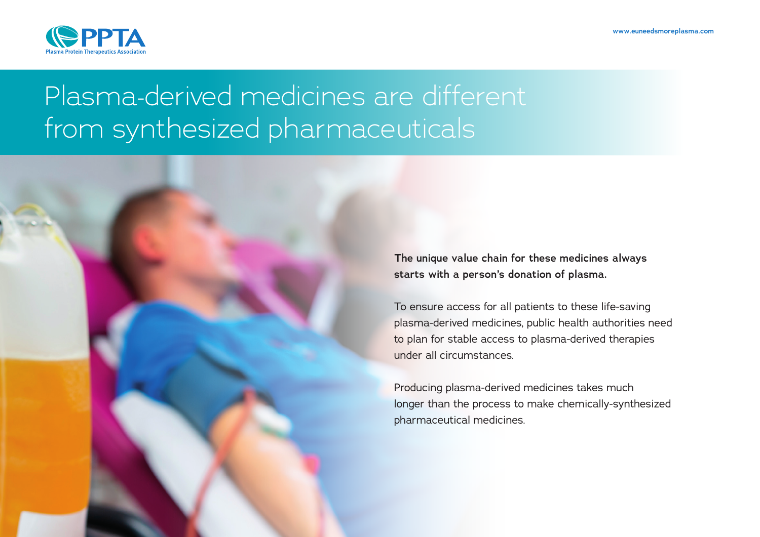PPTA
Plasma Protein Therapeutics Association

www.euneedsmoreplasma.com

# Plasma-derived medicines are different from synthesized pharmaceuticals

**The unique value chain for these medicines always starts with a person's donation of plasma.**

To ensure access for all patients to these life-saving plasma-derived medicines, public health authorities need to plan for stable access to plasma-derived therapies under all circumstances.

Producing plasma-derived medicines takes much longer than the process to make chemically-synthesized pharmaceutical medicines.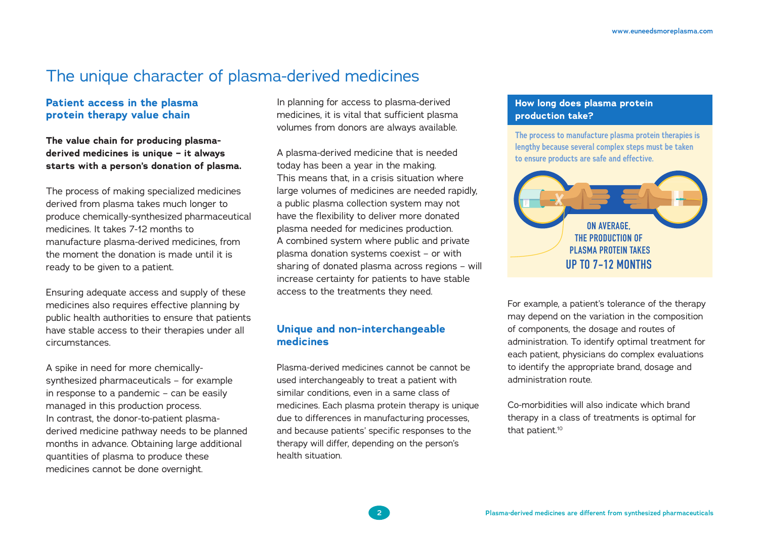# The unique character of plasma-derived medicines

## Patient access in the plasma protein therapy value chain

**The value chain for producing plasma-derived medicines is unique – it always starts with a person's donation of plasma.**

The process of making specialized medicines derived from plasma takes much longer to produce chemically-synthesized pharmaceutical medicines. It takes 7-12 months to manufacture plasma-derived medicines, from the moment the donation is made until it is ready to be given to a patient.

Ensuring adequate access and supply of these medicines also requires effective planning by public health authorities to ensure that patients have stable access to their therapies under all circumstances.

A spike in need for more chemically-synthesized pharmaceuticals – for example in response to a pandemic – can be easily managed in this production process. In contrast, the donor-to-patient plasma-derived medicine pathway needs to be planned months in advance. Obtaining large additional quantities of plasma to produce these medicines cannot be done overnight.

In planning for access to plasma-derived medicines, it is vital that sufficient plasma volumes from donors are always available.

A plasma-derived medicine that is needed today has been a year in the making. This means that, in a crisis situation where large volumes of medicines are needed rapidly, a public plasma collection system may not have the flexibility to deliver more donated plasma needed for medicines production. A combined system where public and private plasma donation systems coexist – or with sharing of donated plasma across regions – will increase certainty for patients to have stable access to the treatments they need.

## Unique and non-interchangeable medicines

Plasma-derived medicines cannot be cannot be used interchangeably to treat a patient with similar conditions, even in a same class of medicines. Each plasma protein therapy is unique due to differences in manufacturing processes, and because patients' specific responses to the therapy will differ, depending on the person's health situation.

### How long does plasma protein production take?

The process to manufacture plasma protein therapies is lengthy because several complex steps must be taken to ensure products are safe and effective.

ON AVERAGE, THE PRODUCTION OF PLASMA PROTEIN TAKES UP TO 7-12 MONTHS

For example, a patient's tolerance of the therapy may depend on the variation in the composition of components, the dosage and routes of administration. To identify optimal treatment for each patient, physicians do complex evaluations to identify the appropriate brand, dosage and administration route.

Co-morbidities will also indicate which brand therapy in a class of treatments is optimal for that patient.[10]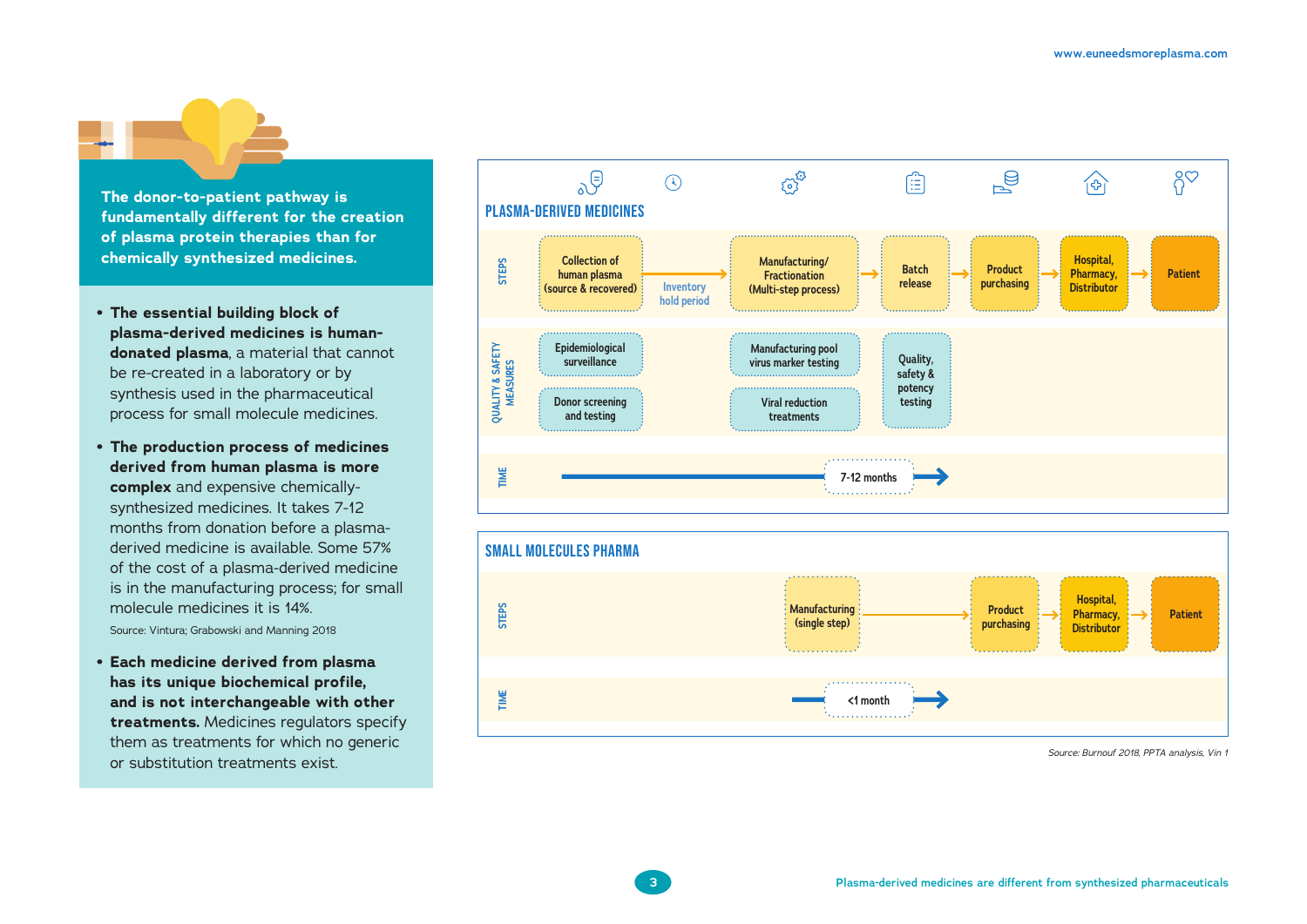**The donor-to-patient pathway is fundamentally different for the creation of plasma protein therapies than for chemically synthesized medicines.**

- **The essential building block of plasma-derived medicines is human-donated plasma**, a material that cannot be re-created in a laboratory or by synthesis used in the pharmaceutical process for small molecule medicines.
- **The production process of medicines derived from human plasma is more complex** and expensive chemically-synthesized medicines. It takes 7-12 months from donation before a plasma-derived medicine is available. Some 57% of the cost of a plasma-derived medicine is in the manufacturing process; for small molecule medicines it is 14%.

  Source: Vintura; Grabowski and Manning 2018

- **Each medicine derived from plasma has its unique biochemical profile, and is not interchangeable with other treatments.** Medicines regulators specify them as treatments for which no generic or substitution treatments exist.

## PLASMA-DERIVED MEDICINES

STEPS

Collection of human plasma (source & recovered) → Inventory hold period → Manufacturing/ Fractionation (Multi-step process) → Batch release → Product purchasing → Hospital, Pharmacy, Distributor → Patient

QUALITY & SAFETY MEASURES

Epidemiological surveillance

Donor screening and testing

Manufacturing pool virus marker testing

Viral reduction treatments

Quality, safety & potency testing

TIME

7-12 months

## SMALL MOLECULES PHARMA

STEPS

Manufacturing (single step) → Product purchasing → Hospital, Pharmacy, Distributor → Patient

TIME

<1 month

*Source: Burnouf 2018, PPTA analysis, Vin 1*